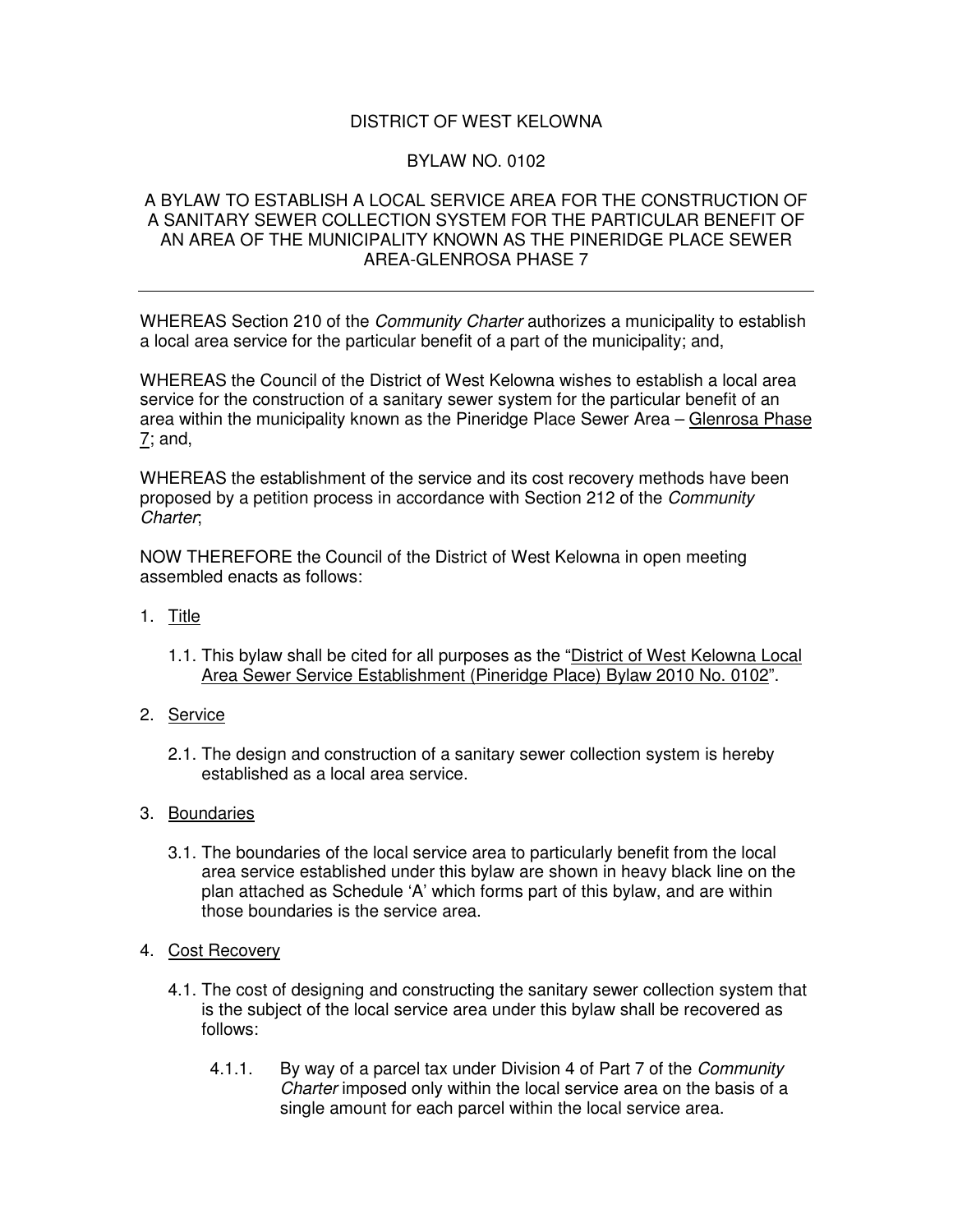DISTRICT OF WEST KELOWNA

BYLAW NO. 0102

A BYLAW TO ESTABLISH A LOCAL SERVICE AREA FOR THE CONSTRUCTION OF A SANITARY SEWER COLLECTION SYSTEM FOR THE PARTICULAR BENEFIT OF AN AREA OF THE MUNICIPALITY KNOWN AS THE PINERIDGE PLACE SEWER AREA-GLENROSA PHASE 7

---

WHEREAS Section 210 of the *Community Charter* authorizes a municipality to establish a local area service for the particular benefit of a part of the municipality; and,

WHEREAS the Council of the District of West Kelowna wishes to establish a local area service for the construction of a sanitary sewer system for the particular benefit of an area within the municipality known as the Pineridge Place Sewer Area – Glenrosa Phase 7; and,

WHEREAS the establishment of the service and its cost recovery methods have been proposed by a petition process in accordance with Section 212 of the *Community Charter*;

NOW THEREFORE the Council of the District of West Kelowna in open meeting assembled enacts as follows:

1. Title

   1.1. This bylaw shall be cited for all purposes as the "District of West Kelowna Local Area Sewer Service Establishment (Pineridge Place) Bylaw 2010 No. 0102".

2. Service

   2.1. The design and construction of a sanitary sewer collection system is hereby established as a local area service.

3. Boundaries

   3.1. The boundaries of the local service area to particularly benefit from the local area service established under this bylaw are shown in heavy black line on the plan attached as Schedule 'A' which forms part of this bylaw, and are within those boundaries is the service area.

4. Cost Recovery

   4.1. The cost of designing and constructing the sanitary sewer collection system that is the subject of the local service area under this bylaw shall be recovered as follows:

      4.1.1. By way of a parcel tax under Division 4 of Part 7 of the *Community Charter* imposed only within the local service area on the basis of a single amount for each parcel within the local service area.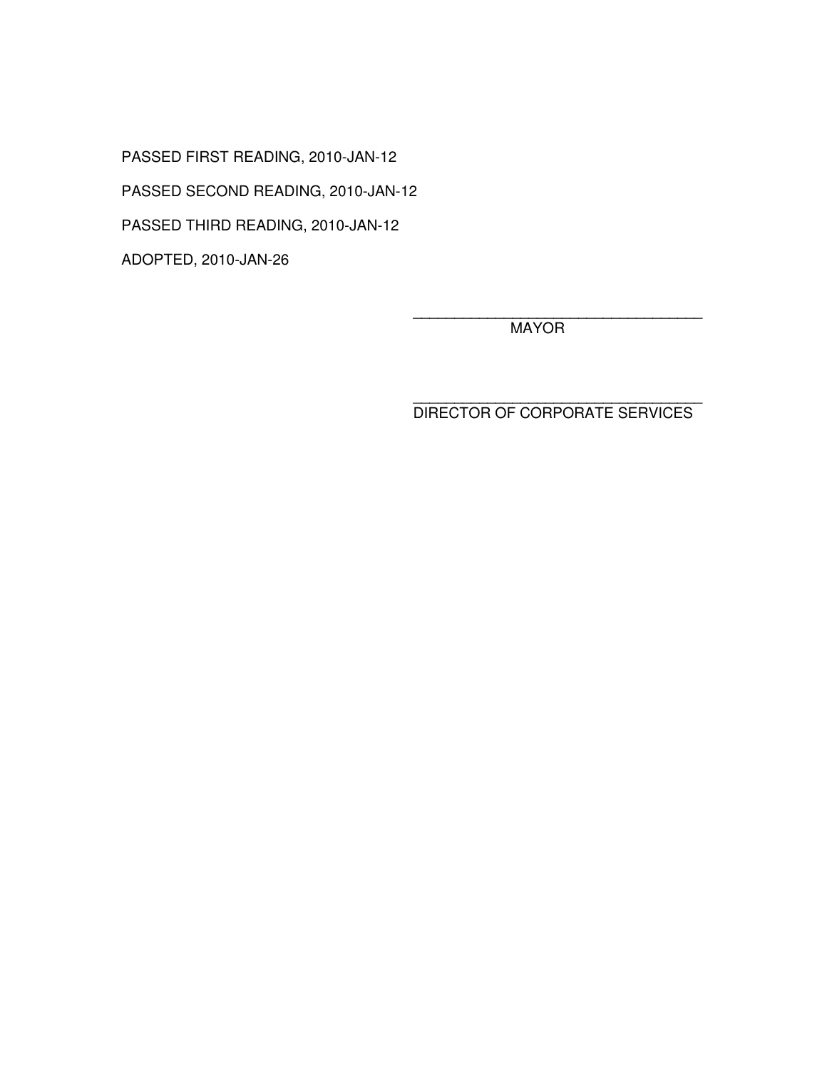PASSED FIRST READING, 2010-JAN-12

PASSED SECOND READING, 2010-JAN-12

PASSED THIRD READING, 2010-JAN-12

ADOPTED, 2010-JAN-26

\_\_\_\_\_\_\_\_\_\_\_\_\_\_\_\_\_\_\_\_\_\_\_\_\_\_\_\_\_\_\_\_\_\_\_\_

MAYOR

\_\_\_\_\_\_\_\_\_\_\_\_\_\_\_\_\_\_\_\_\_\_\_\_\_\_\_\_\_\_\_\_\_\_\_\_

DIRECTOR OF CORPORATE SERVICES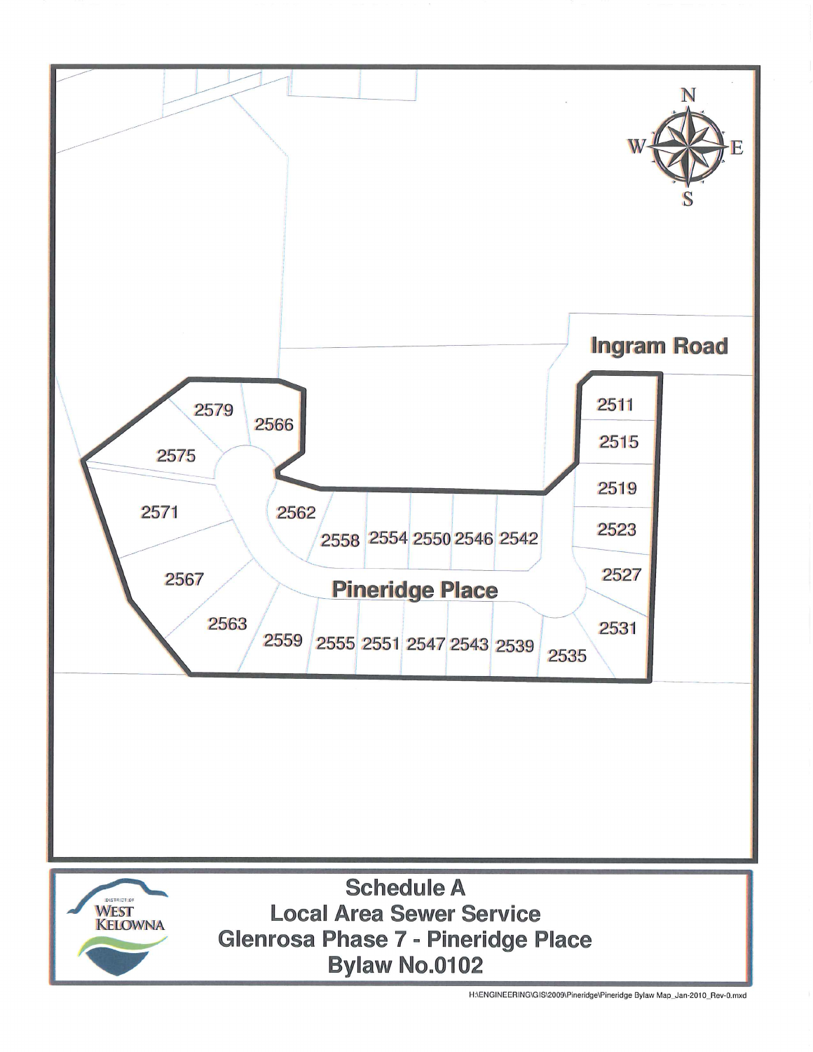N

W E

S

Ingram Road

2511

2515

2519

2523

2527

2531

2579

2566

2575

2571

2562

2558 2554 2550 2546 2542

2567

Pineridge Place

2563

2559 2555 2551 2547 2543 2539 2535

DISTRICT OF WEST KELOWNA

# Schedule A
## Local Area Sewer Service
## Glenrosa Phase 7 - Pineridge Place
## Bylaw No.0102

H:\ENGINEERING\GIS\2009\Pineridge\Pineridge Bylaw Map_Jan-2010_Rev-0.mxd